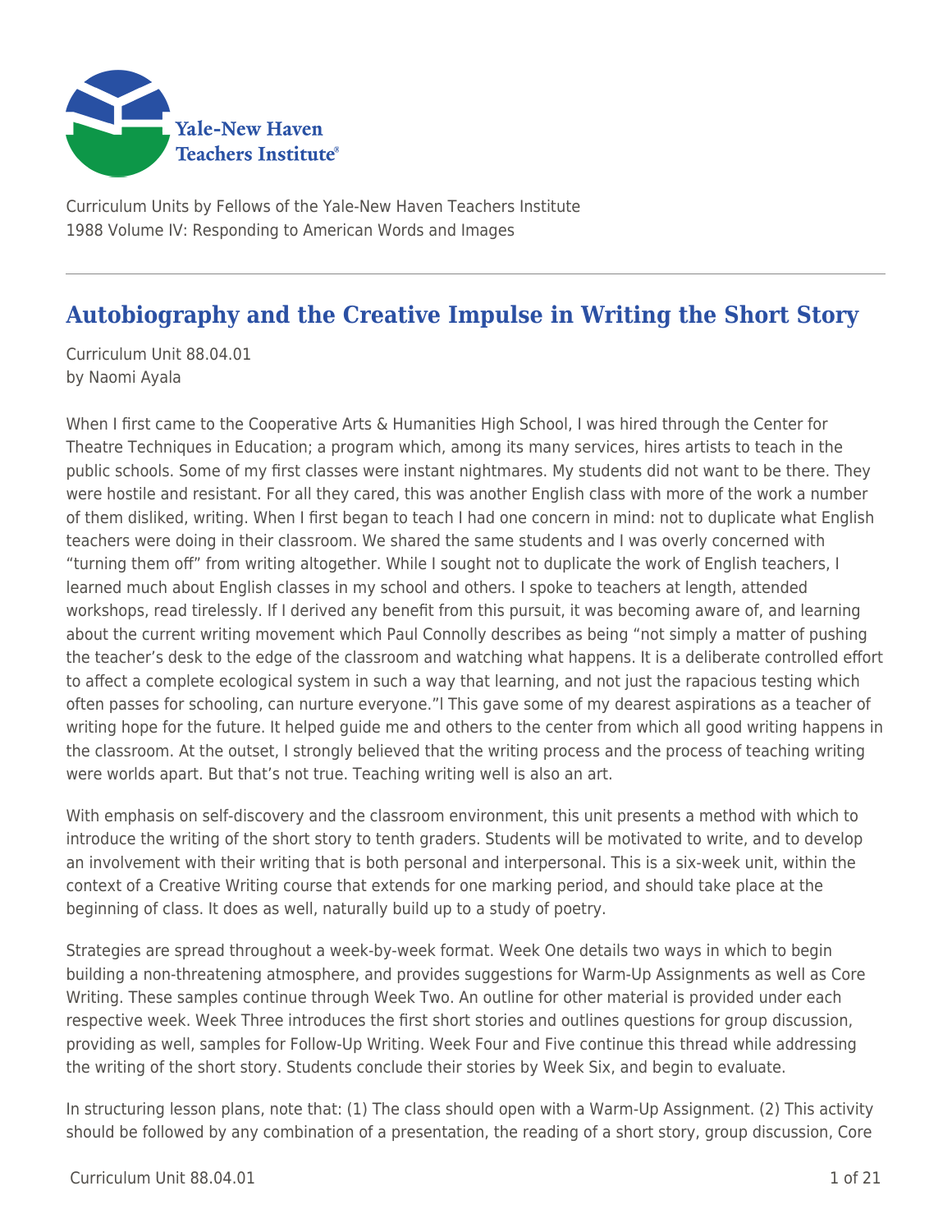Yale-New Haven Teachers Institute

Curriculum Units by Fellows of the Yale-New Haven Teachers Institute
1988 Volume IV: Responding to American Words and Images

# Autobiography and the Creative Impulse in Writing the Short Story

Curriculum Unit 88.04.01
by Naomi Ayala

When I first came to the Cooperative Arts & Humanities High School, I was hired through the Center for Theatre Techniques in Education; a program which, among its many services, hires artists to teach in the public schools. Some of my first classes were instant nightmares. My students did not want to be there. They were hostile and resistant. For all they cared, this was another English class with more of the work a number of them disliked, writing. When I first began to teach I had one concern in mind: not to duplicate what English teachers were doing in their classroom. We shared the same students and I was overly concerned with "turning them off" from writing altogether. While I sought not to duplicate the work of English teachers, I learned much about English classes in my school and others. I spoke to teachers at length, attended workshops, read tirelessly. If I derived any benefit from this pursuit, it was becoming aware of, and learning about the current writing movement which Paul Connolly describes as being "not simply a matter of pushing the teacher's desk to the edge of the classroom and watching what happens. It is a deliberate controlled effort to affect a complete ecological system in such a way that learning, and not just the rapacious testing which often passes for schooling, can nurture everyone."[1] This gave some of my dearest aspirations as a teacher of writing hope for the future. It helped guide me and others to the center from which all good writing happens in the classroom. At the outset, I strongly believed that the writing process and the process of teaching writing were worlds apart. But that's not true. Teaching writing well is also an art.

With emphasis on self-discovery and the classroom environment, this unit presents a method with which to introduce the writing of the short story to tenth graders. Students will be motivated to write, and to develop an involvement with their writing that is both personal and interpersonal. This is a six-week unit, within the context of a Creative Writing course that extends for one marking period, and should take place at the beginning of class. It does as well, naturally build up to a study of poetry.

Strategies are spread throughout a week-by-week format. Week One details two ways in which to begin building a non-threatening atmosphere, and provides suggestions for Warm-Up Assignments as well as Core Writing. These samples continue through Week Two. An outline for other material is provided under each respective week. Week Three introduces the first short stories and outlines questions for group discussion, providing as well, samples for Follow-Up Writing. Week Four and Five continue this thread while addressing the writing of the short story. Students conclude their stories by Week Six, and begin to evaluate.

In structuring lesson plans, note that: (1) The class should open with a Warm-Up Assignment. (2) This activity should be followed by any combination of a presentation, the reading of a short story, group discussion, Core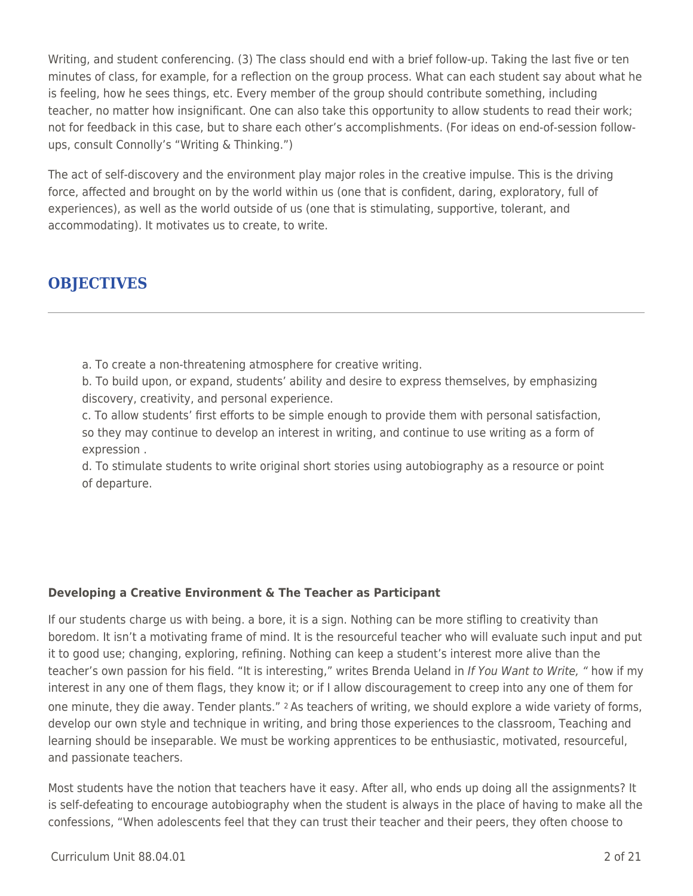Writing, and student conferencing. (3) The class should end with a brief follow-up. Taking the last five or ten minutes of class, for example, for a reflection on the group process. What can each student say about what he is feeling, how he sees things, etc. Every member of the group should contribute something, including teacher, no matter how insignificant. One can also take this opportunity to allow students to read their work; not for feedback in this case, but to share each other's accomplishments. (For ideas on end-of-session follow-ups, consult Connolly's "Writing & Thinking.")

The act of self-discovery and the environment play major roles in the creative impulse. This is the driving force, affected and brought on by the world within us (one that is confident, daring, exploratory, full of experiences), as well as the world outside of us (one that is stimulating, supportive, tolerant, and accommodating). It motivates us to create, to write.

## OBJECTIVES

a. To create a non-threatening atmosphere for creative writing.
b. To build upon, or expand, students' ability and desire to express themselves, by emphasizing discovery, creativity, and personal experience.
c. To allow students' first efforts to be simple enough to provide them with personal satisfaction, so they may continue to develop an interest in writing, and continue to use writing as a form of expression .
d. To stimulate students to write original short stories using autobiography as a resource or point of departure.

**Developing a Creative Environment & The Teacher as Participant**

If our students charge us with being. a bore, it is a sign. Nothing can be more stifling to creativity than boredom. It isn't a motivating frame of mind. It is the resourceful teacher who will evaluate such input and put it to good use; changing, exploring, refining. Nothing can keep a student's interest more alive than the teacher's own passion for his field. "It is interesting," writes Brenda Ueland in *If You Want to Write,* " how if my interest in any one of them flags, they know it; or if I allow discouragement to creep into any one of them for one minute, they die away. Tender plants." [2] As teachers of writing, we should explore a wide variety of forms, develop our own style and technique in writing, and bring those experiences to the classroom, Teaching and learning should be inseparable. We must be working apprentices to be enthusiastic, motivated, resourceful, and passionate teachers.

Most students have the notion that teachers have it easy. After all, who ends up doing all the assignments? It is self-defeating to encourage autobiography when the student is always in the place of having to make all the confessions, "When adolescents feel that they can trust their teacher and their peers, they often choose to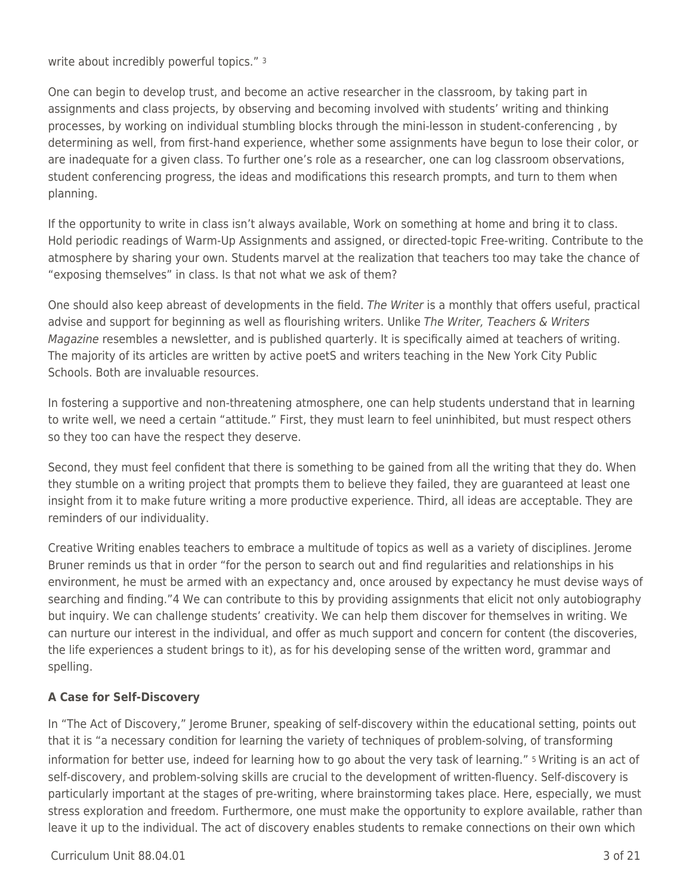write about incredibly powerful topics." [3]

One can begin to develop trust, and become an active researcher in the classroom, by taking part in assignments and class projects, by observing and becoming involved with students' writing and thinking processes, by working on individual stumbling blocks through the mini-lesson in student-conferencing , by determining as well, from first-hand experience, whether some assignments have begun to lose their color, or are inadequate for a given class. To further one's role as a researcher, one can log classroom observations, student conferencing progress, the ideas and modifications this research prompts, and turn to them when planning.

If the opportunity to write in class isn't always available, Work on something at home and bring it to class. Hold periodic readings of Warm-Up Assignments and assigned, or directed-topic Free-writing. Contribute to the atmosphere by sharing your own. Students marvel at the realization that teachers too may take the chance of "exposing themselves" in class. Is that not what we ask of them?

One should also keep abreast of developments in the field. *The Writer* is a monthly that offers useful, practical advise and support for beginning as well as flourishing writers. Unlike *The Writer, Teachers & Writers Magazine* resembles a newsletter, and is published quarterly. It is specifically aimed at teachers of writing. The majority of its articles are written by active poetS and writers teaching in the New York City Public Schools. Both are invaluable resources.

In fostering a supportive and non-threatening atmosphere, one can help students understand that in learning to write well, we need a certain "attitude." First, they must learn to feel uninhibited, but must respect others so they too can have the respect they deserve.

Second, they must feel confident that there is something to be gained from all the writing that they do. When they stumble on a writing project that prompts them to believe they failed, they are guaranteed at least one insight from it to make future writing a more productive experience. Third, all ideas are acceptable. They are reminders of our individuality.

Creative Writing enables teachers to embrace a multitude of topics as well as a variety of disciplines. Jerome Bruner reminds us that in order "for the person to search out and find regularities and relationships in his environment, he must be armed with an expectancy and, once aroused by expectancy he must devise ways of searching and finding."4 We can contribute to this by providing assignments that elicit not only autobiography but inquiry. We can challenge students' creativity. We can help them discover for themselves in writing. We can nurture our interest in the individual, and offer as much support and concern for content (the discoveries, the life experiences a student brings to it), as for his developing sense of the written word, grammar and spelling.

**A Case for Self-Discovery**

In "The Act of Discovery," Jerome Bruner, speaking of self-discovery within the educational setting, points out that it is "a necessary condition for learning the variety of techniques of problem-solving, of transforming information for better use, indeed for learning how to go about the very task of learning." [5] Writing is an act of self-discovery, and problem-solving skills are crucial to the development of written-fluency. Self-discovery is particularly important at the stages of pre-writing, where brainstorming takes place. Here, especially, we must stress exploration and freedom. Furthermore, one must make the opportunity to explore available, rather than leave it up to the individual. The act of discovery enables students to remake connections on their own which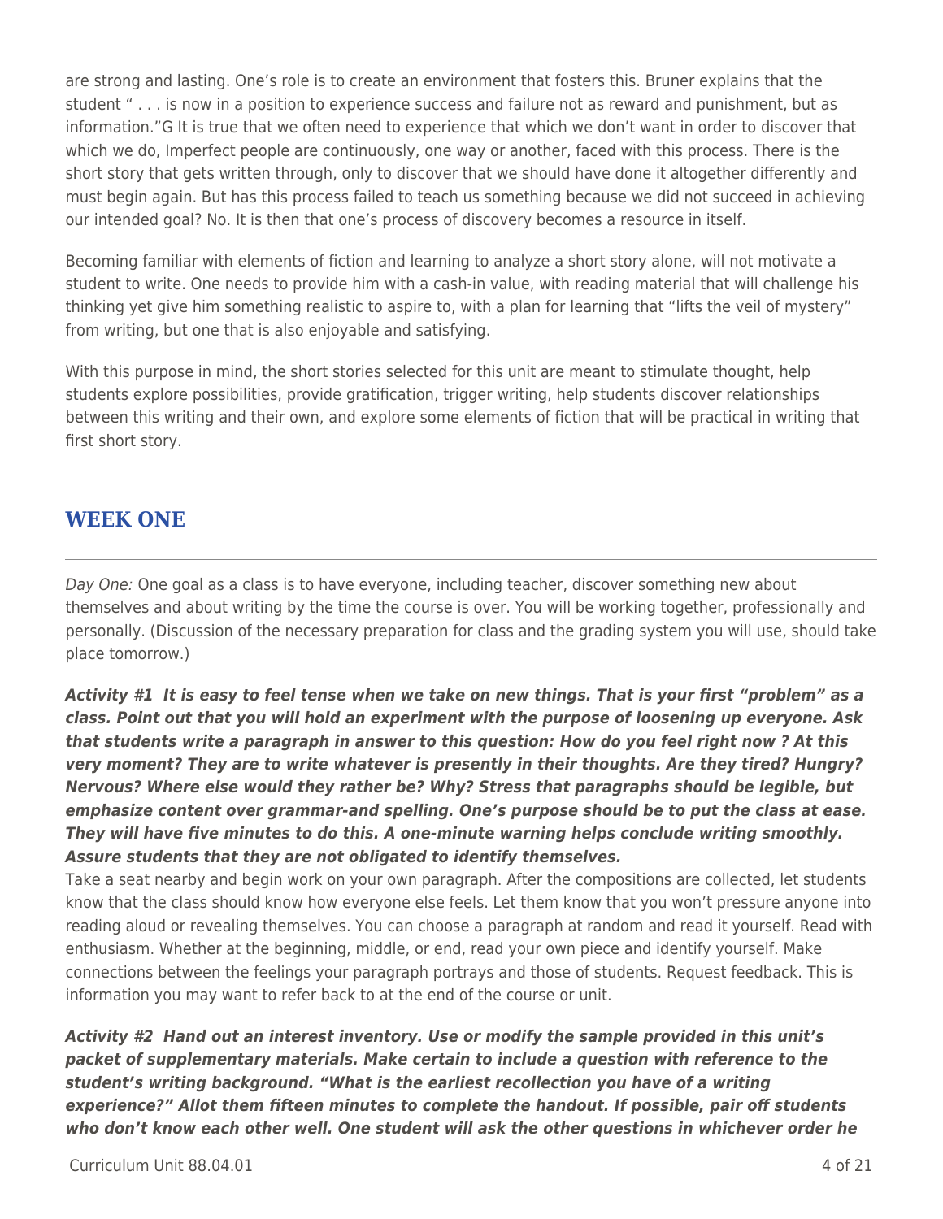are strong and lasting. One's role is to create an environment that fosters this. Bruner explains that the student " . . . is now in a position to experience success and failure not as reward and punishment, but as information."G It is true that we often need to experience that which we don't want in order to discover that which we do, Imperfect people are continuously, one way or another, faced with this process. There is the short story that gets written through, only to discover that we should have done it altogether differently and must begin again. But has this process failed to teach us something because we did not succeed in achieving our intended goal? No. It is then that one's process of discovery becomes a resource in itself.

Becoming familiar with elements of fiction and learning to analyze a short story alone, will not motivate a student to write. One needs to provide him with a cash-in value, with reading material that will challenge his thinking yet give him something realistic to aspire to, with a plan for learning that "lifts the veil of mystery" from writing, but one that is also enjoyable and satisfying.

With this purpose in mind, the short stories selected for this unit are meant to stimulate thought, help students explore possibilities, provide gratification, trigger writing, help students discover relationships between this writing and their own, and explore some elements of fiction that will be practical in writing that first short story.

## WEEK ONE

*Day One:* One goal as a class is to have everyone, including teacher, discover something new about themselves and about writing by the time the course is over. You will be working together, professionally and personally. (Discussion of the necessary preparation for class and the grading system you will use, should take place tomorrow.)

***Activity #1 It is easy to feel tense when we take on new things. That is your first "problem" as a class. Point out that you will hold an experiment with the purpose of loosening up everyone. Ask that students write a paragraph in answer to this question: How do you feel right now ? At this very moment? They are to write whatever is presently in their thoughts. Are they tired? Hungry? Nervous? Where else would they rather be? Why? Stress that paragraphs should be legible, but emphasize content over grammar-and spelling. One's purpose should be to put the class at ease. They will have five minutes to do this. A one-minute warning helps conclude writing smoothly. Assure students that they are not obligated to identify themselves.***

Take a seat nearby and begin work on your own paragraph. After the compositions are collected, let students know that the class should know how everyone else feels. Let them know that you won't pressure anyone into reading aloud or revealing themselves. You can choose a paragraph at random and read it yourself. Read with enthusiasm. Whether at the beginning, middle, or end, read your own piece and identify yourself. Make connections between the feelings your paragraph portrays and those of students. Request feedback. This is information you may want to refer back to at the end of the course or unit.

***Activity #2 Hand out an interest inventory. Use or modify the sample provided in this unit's packet of supplementary materials. Make certain to include a question with reference to the student's writing background. "What is the earliest recollection you have of a writing experience?" Allot them fifteen minutes to complete the handout. If possible, pair off students who don't know each other well. One student will ask the other questions in whichever order he***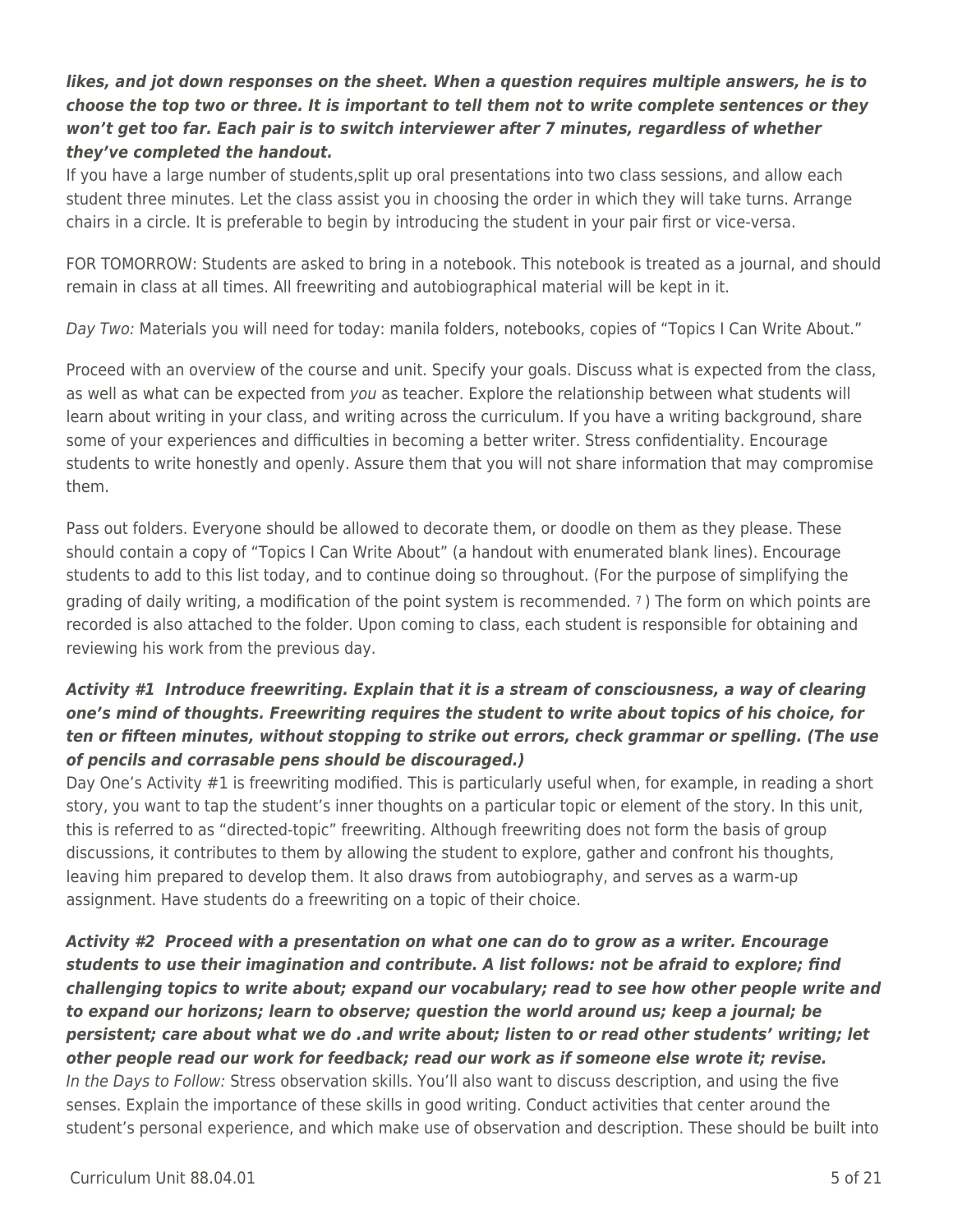***likes, and jot down responses on the sheet. When a question requires multiple answers, he is to choose the top two or three. It is important to tell them not to write complete sentences or they won't get too far. Each pair is to switch interviewer after 7 minutes, regardless of whether they've completed the handout.***

If you have a large number of students,split up oral presentations into two class sessions, and allow each student three minutes. Let the class assist you in choosing the order in which they will take turns. Arrange chairs in a circle. It is preferable to begin by introducing the student in your pair first or vice-versa.

FOR TOMORROW: Students are asked to bring in a notebook. This notebook is treated as a journal, and should remain in class at all times. All freewriting and autobiographical material will be kept in it.

*Day Two:* Materials you will need for today: manila folders, notebooks, copies of "Topics I Can Write About."

Proceed with an overview of the course and unit. Specify your goals. Discuss what is expected from the class, as well as what can be expected from *you* as teacher. Explore the relationship between what students will learn about writing in your class, and writing across the curriculum. If you have a writing background, share some of your experiences and difficulties in becoming a better writer. Stress confidentiality. Encourage students to write honestly and openly. Assure them that you will not share information that may compromise them.

Pass out folders. Everyone should be allowed to decorate them, or doodle on them as they please. These should contain a copy of "Topics I Can Write About" (a handout with enumerated blank lines). Encourage students to add to this list today, and to continue doing so throughout. (For the purpose of simplifying the grading of daily writing, a modification of the point system is recommended. [7] ) The form on which points are recorded is also attached to the folder. Upon coming to class, each student is responsible for obtaining and reviewing his work from the previous day.

***Activity #1 Introduce freewriting. Explain that it is a stream of consciousness, a way of clearing one's mind of thoughts. Freewriting requires the student to write about topics of his choice, for ten or fifteen minutes, without stopping to strike out errors, check grammar or spelling. (The use of pencils and corrasable pens should be discouraged.)***

Day One's Activity #1 is freewriting modified. This is particularly useful when, for example, in reading a short story, you want to tap the student's inner thoughts on a particular topic or element of the story. In this unit, this is referred to as "directed-topic" freewriting. Although freewriting does not form the basis of group discussions, it contributes to them by allowing the student to explore, gather and confront his thoughts, leaving him prepared to develop them. It also draws from autobiography, and serves as a warm-up assignment. Have students do a freewriting on a topic of their choice.

***Activity #2 Proceed with a presentation on what one can do to grow as a writer. Encourage students to use their imagination and contribute. A list follows: not be afraid to explore; find challenging topics to write about; expand our vocabulary; read to see how other people write and to expand our horizons; learn to observe; question the world around us; keep a journal; be persistent; care about what we do .and write about; listen to or read other students' writing; let other people read our work for feedback; read our work as if someone else wrote it; revise.***

*In the Days to Follow:* Stress observation skills. You'll also want to discuss description, and using the five senses. Explain the importance of these skills in good writing. Conduct activities that center around the student's personal experience, and which make use of observation and description. These should be built into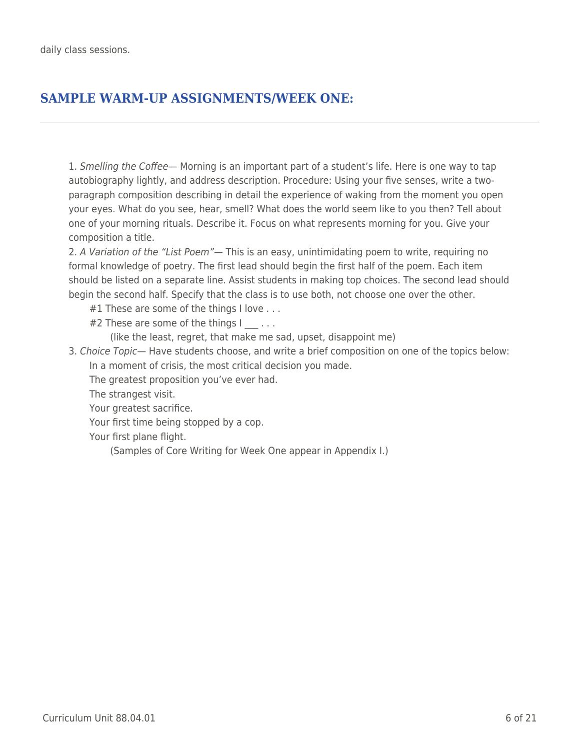daily class sessions.

## SAMPLE WARM-UP ASSIGNMENTS/WEEK ONE:

---

1. *Smelling the Coffee*— Morning is an important part of a student's life. Here is one way to tap autobiography lightly, and address description. Procedure: Using your five senses, write a two-paragraph composition describing in detail the experience of waking from the moment you open your eyes. What do you see, hear, smell? What does the world seem like to you then? Tell about one of your morning rituals. Describe it. Focus on what represents morning for you. Give your composition a title.

2. *A Variation of the "List Poem"*— This is an easy, unintimidating poem to write, requiring no formal knowledge of poetry. The first lead should begin the first half of the poem. Each item should be listed on a separate line. Assist students in making top choices. The second lead should begin the second half. Specify that the class is to use both, not choose one over the other.

   #1 These are some of the things I love . . .

   #2 These are some of the things I ___ . . .

   (like the least, regret, that make me sad, upset, disappoint me)

3. *Choice Topic*— Have students choose, and write a brief composition on one of the topics below:

   In a moment of crisis, the most critical decision you made.

   The greatest proposition you've ever had.

   The strangest visit.

   Your greatest sacrifice.

   Your first time being stopped by a cop.

   Your first plane flight.

   (Samples of Core Writing for Week One appear in Appendix I.)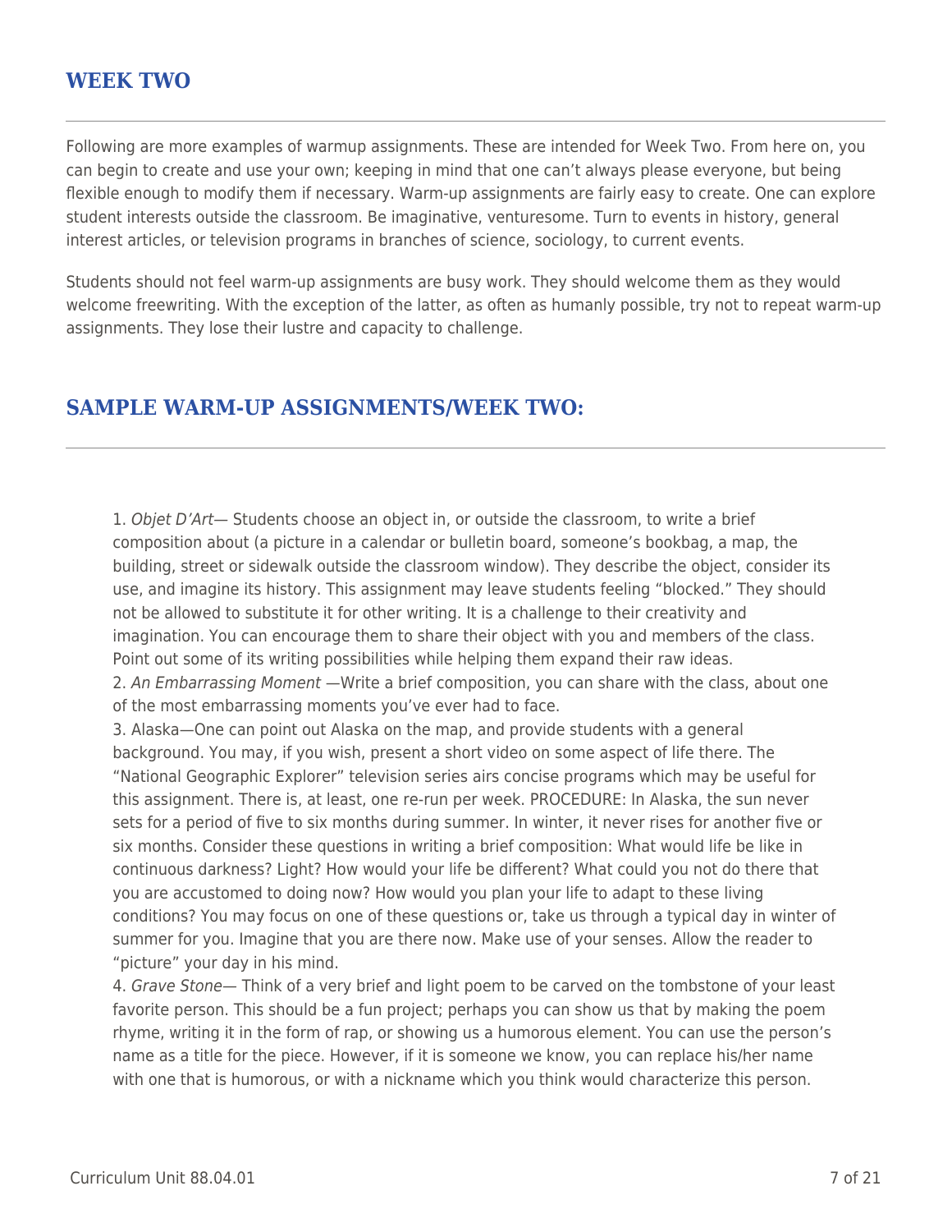## WEEK TWO

Following are more examples of warmup assignments. These are intended for Week Two. From here on, you can begin to create and use your own; keeping in mind that one can't always please everyone, but being flexible enough to modify them if necessary. Warm-up assignments are fairly easy to create. One can explore student interests outside the classroom. Be imaginative, venturesome. Turn to events in history, general interest articles, or television programs in branches of science, sociology, to current events.

Students should not feel warm-up assignments are busy work. They should welcome them as they would welcome freewriting. With the exception of the latter, as often as humanly possible, try not to repeat warm-up assignments. They lose their lustre and capacity to challenge.

## SAMPLE WARM-UP ASSIGNMENTS/WEEK TWO:

1. *Objet D'Art*— Students choose an object in, or outside the classroom, to write a brief composition about (a picture in a calendar or bulletin board, someone's bookbag, a map, the building, street or sidewalk outside the classroom window). They describe the object, consider its use, and imagine its history. This assignment may leave students feeling "blocked." They should not be allowed to substitute it for other writing. It is a challenge to their creativity and imagination. You can encourage them to share their object with you and members of the class. Point out some of its writing possibilities while helping them expand their raw ideas.
2. *An Embarrassing Moment* —Write a brief composition, you can share with the class, about one of the most embarrassing moments you've ever had to face.
3. Alaska—One can point out Alaska on the map, and provide students with a general background. You may, if you wish, present a short video on some aspect of life there. The "National Geographic Explorer" television series airs concise programs which may be useful for this assignment. There is, at least, one re-run per week. PROCEDURE: In Alaska, the sun never sets for a period of five to six months during summer. In winter, it never rises for another five or six months. Consider these questions in writing a brief composition: What would life be like in continuous darkness? Light? How would your life be different? What could you not do there that you are accustomed to doing now? How would you plan your life to adapt to these living conditions? You may focus on one of these questions or, take us through a typical day in winter of summer for you. Imagine that you are there now. Make use of your senses. Allow the reader to "picture" your day in his mind.
4. *Grave Stone*— Think of a very brief and light poem to be carved on the tombstone of your least favorite person. This should be a fun project; perhaps you can show us that by making the poem rhyme, writing it in the form of rap, or showing us a humorous element. You can use the person's name as a title for the piece. However, if it is someone we know, you can replace his/her name with one that is humorous, or with a nickname which you think would characterize this person.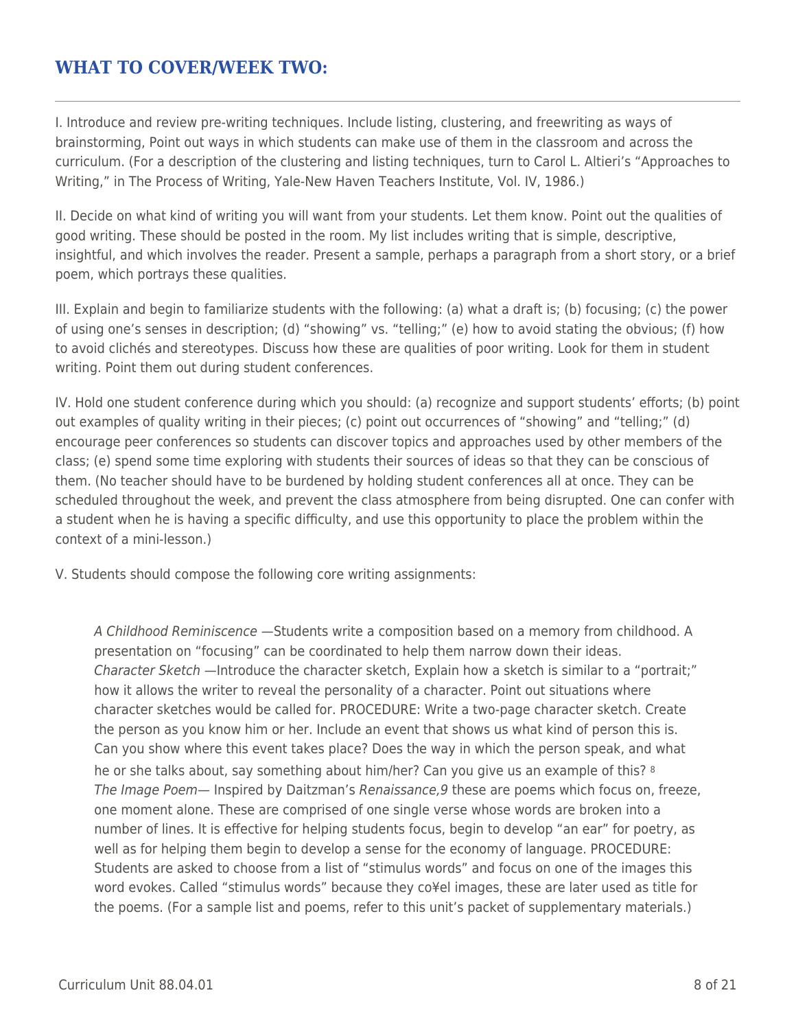## WHAT TO COVER/WEEK TWO:

I. Introduce and review pre-writing techniques. Include listing, clustering, and freewriting as ways of brainstorming, Point out ways in which students can make use of them in the classroom and across the curriculum. (For a description of the clustering and listing techniques, turn to Carol L. Altieri's "Approaches to Writing," in The Process of Writing, Yale-New Haven Teachers Institute, Vol. IV, 1986.)

II. Decide on what kind of writing you will want from your students. Let them know. Point out the qualities of good writing. These should be posted in the room. My list includes writing that is simple, descriptive, insightful, and which involves the reader. Present a sample, perhaps a paragraph from a short story, or a brief poem, which portrays these qualities.

III. Explain and begin to familiarize students with the following: (a) what a draft is; (b) focusing; (c) the power of using one's senses in description; (d) "showing" vs. "telling;" (e) how to avoid stating the obvious; (f) how to avoid clichés and stereotypes. Discuss how these are qualities of poor writing. Look for them in student writing. Point them out during student conferences.

IV. Hold one student conference during which you should: (a) recognize and support students' efforts; (b) point out examples of quality writing in their pieces; (c) point out occurrences of "showing" and "telling;" (d) encourage peer conferences so students can discover topics and approaches used by other members of the class; (e) spend some time exploring with students their sources of ideas so that they can be conscious of them. (No teacher should have to be burdened by holding student conferences all at once. They can be scheduled throughout the week, and prevent the class atmosphere from being disrupted. One can confer with a student when he is having a specific difficulty, and use this opportunity to place the problem within the context of a mini-lesson.)

V. Students should compose the following core writing assignments:

> *A Childhood Reminiscence* —Students write a composition based on a memory from childhood. A presentation on "focusing" can be coordinated to help them narrow down their ideas.
> *Character Sketch* —Introduce the character sketch, Explain how a sketch is similar to a "portrait;" how it allows the writer to reveal the personality of a character. Point out situations where character sketches would be called for. PROCEDURE: Write a two-page character sketch. Create the person as you know him or her. Include an event that shows us what kind of person this is. Can you show where this event takes place? Does the way in which the person speak, and what he or she talks about, say something about him/her? Can you give us an example of this? [8]
> *The Image Poem*— Inspired by Daitzman's *Renaissance,9* these are poems which focus on, freeze, one moment alone. These are comprised of one single verse whose words are broken into a number of lines. It is effective for helping students focus, begin to develop "an ear" for poetry, as well as for helping them begin to develop a sense for the economy of language. PROCEDURE: Students are asked to choose from a list of "stimulus words" and focus on one of the images this word evokes. Called "stimulus words" because they co¥el images, these are later used as title for the poems. (For a sample list and poems, refer to this unit's packet of supplementary materials.)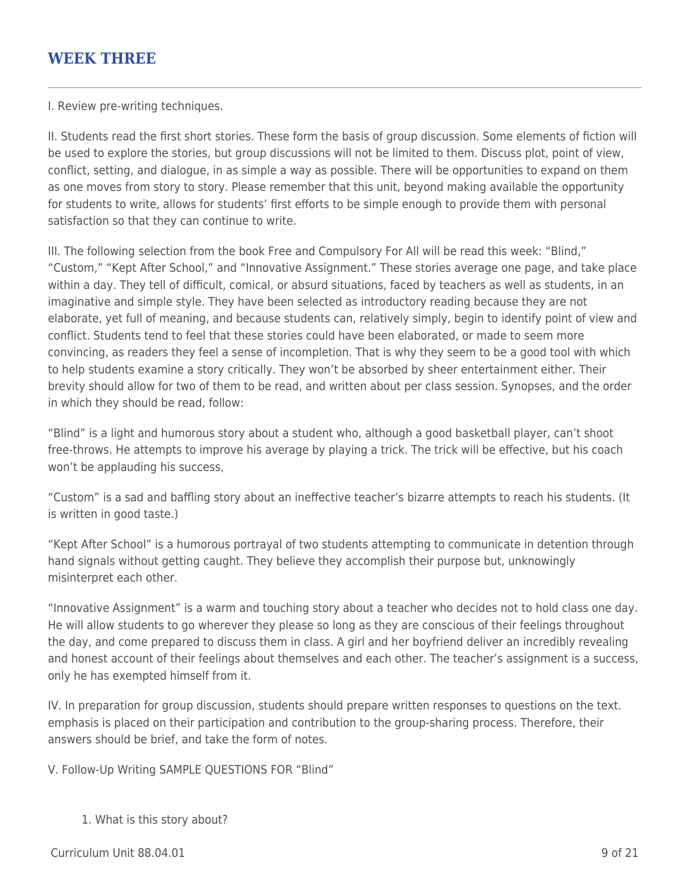## WEEK THREE

I. Review pre-writing techniques.

II. Students read the first short stories. These form the basis of group discussion. Some elements of fiction will be used to explore the stories, but group discussions will not be limited to them. Discuss plot, point of view, conflict, setting, and dialogue, in as simple a way as possible. There will be opportunities to expand on them as one moves from story to story. Please remember that this unit, beyond making available the opportunity for students to write, allows for students' first efforts to be simple enough to provide them with personal satisfaction so that they can continue to write.

III. The following selection from the book Free and Compulsory For All will be read this week: "Blind," "Custom," "Kept After School," and "Innovative Assignment." These stories average one page, and take place within a day. They tell of difficult, comical, or absurd situations, faced by teachers as well as students, in an imaginative and simple style. They have been selected as introductory reading because they are not elaborate, yet full of meaning, and because students can, relatively simply, begin to identify point of view and conflict. Students tend to feel that these stories could have been elaborated, or made to seem more convincing, as readers they feel a sense of incompletion. That is why they seem to be a good tool with which to help students examine a story critically. They won't be absorbed by sheer entertainment either. Their brevity should allow for two of them to be read, and written about per class session. Synopses, and the order in which they should be read, follow:

"Blind" is a light and humorous story about a student who, although a good basketball player, can't shoot free-throws. He attempts to improve his average by playing a trick. The trick will be effective, but his coach won't be applauding his success,

"Custom" is a sad and baffling story about an ineffective teacher's bizarre attempts to reach his students. (It is written in good taste.)

"Kept After School" is a humorous portrayal of two students attempting to communicate in detention through hand signals without getting caught. They believe they accomplish their purpose but, unknowingly misinterpret each other.

"Innovative Assignment" is a warm and touching story about a teacher who decides not to hold class one day. He will allow students to go wherever they please so long as they are conscious of their feelings throughout the day, and come prepared to discuss them in class. A girl and her boyfriend deliver an incredibly revealing and honest account of their feelings about themselves and each other. The teacher's assignment is a success, only he has exempted himself from it.

IV. In preparation for group discussion, students should prepare written responses to questions on the text. emphasis is placed on their participation and contribution to the group-sharing process. Therefore, their answers should be brief, and take the form of notes.

V. Follow-Up Writing SAMPLE QUESTIONS FOR "Blind"

1. What is this story about?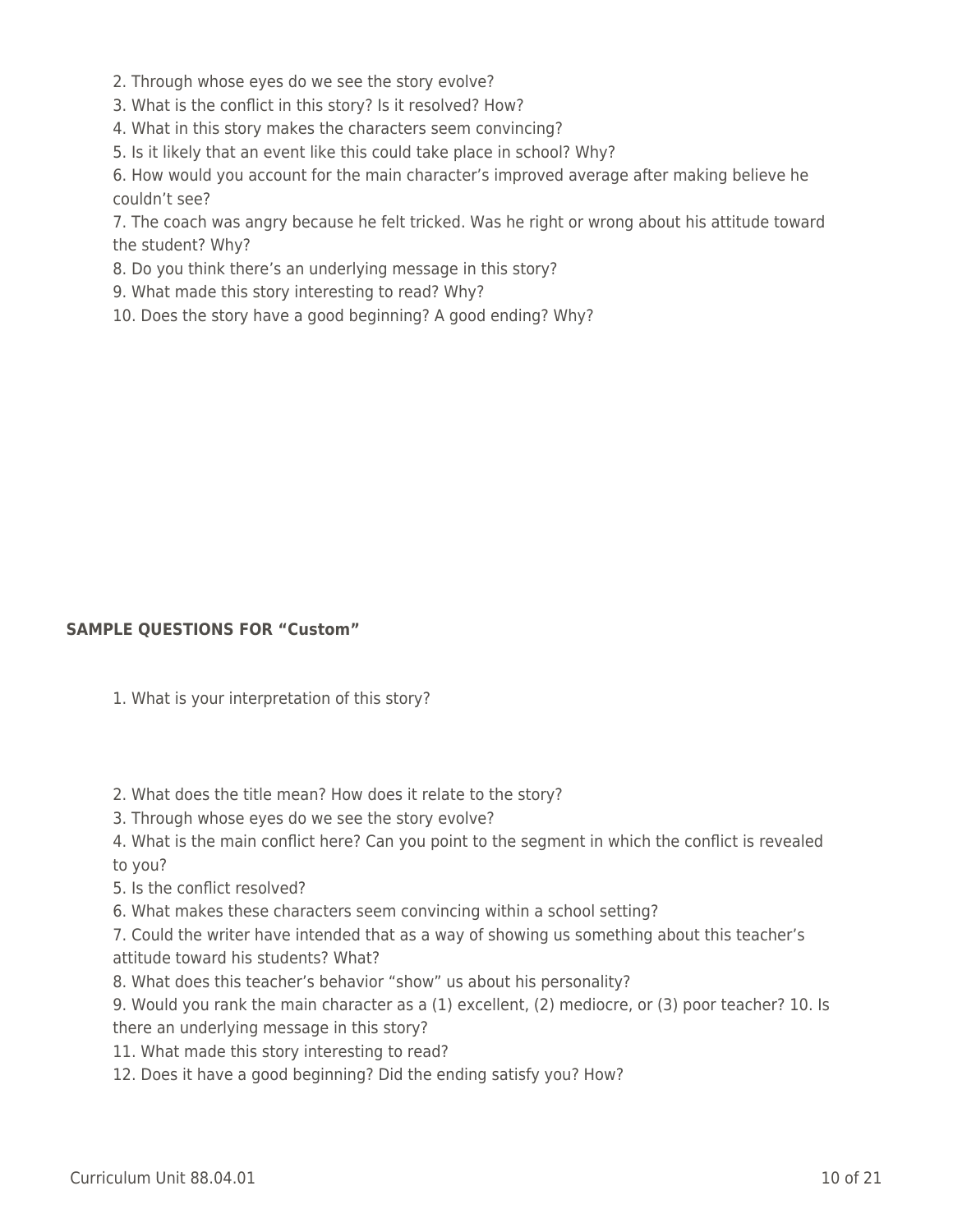2. Through whose eyes do we see the story evolve?
3. What is the conflict in this story? Is it resolved? How?
4. What in this story makes the characters seem convincing?
5. Is it likely that an event like this could take place in school? Why?
6. How would you account for the main character's improved average after making believe he couldn't see?
7. The coach was angry because he felt tricked. Was he right or wrong about his attitude toward the student? Why?
8. Do you think there's an underlying message in this story?
9. What made this story interesting to read? Why?
10. Does the story have a good beginning? A good ending? Why?

**SAMPLE QUESTIONS FOR "Custom"**

1. What is your interpretation of this story?

2. What does the title mean? How does it relate to the story?
3. Through whose eyes do we see the story evolve?
4. What is the main conflict here? Can you point to the segment in which the conflict is revealed to you?
5. Is the conflict resolved?
6. What makes these characters seem convincing within a school setting?
7. Could the writer have intended that as a way of showing us something about this teacher's attitude toward his students? What?
8. What does this teacher's behavior "show" us about his personality?
9. Would you rank the main character as a (1) excellent, (2) mediocre, or (3) poor teacher? 10. Is there an underlying message in this story?
11. What made this story interesting to read?
12. Does it have a good beginning? Did the ending satisfy you? How?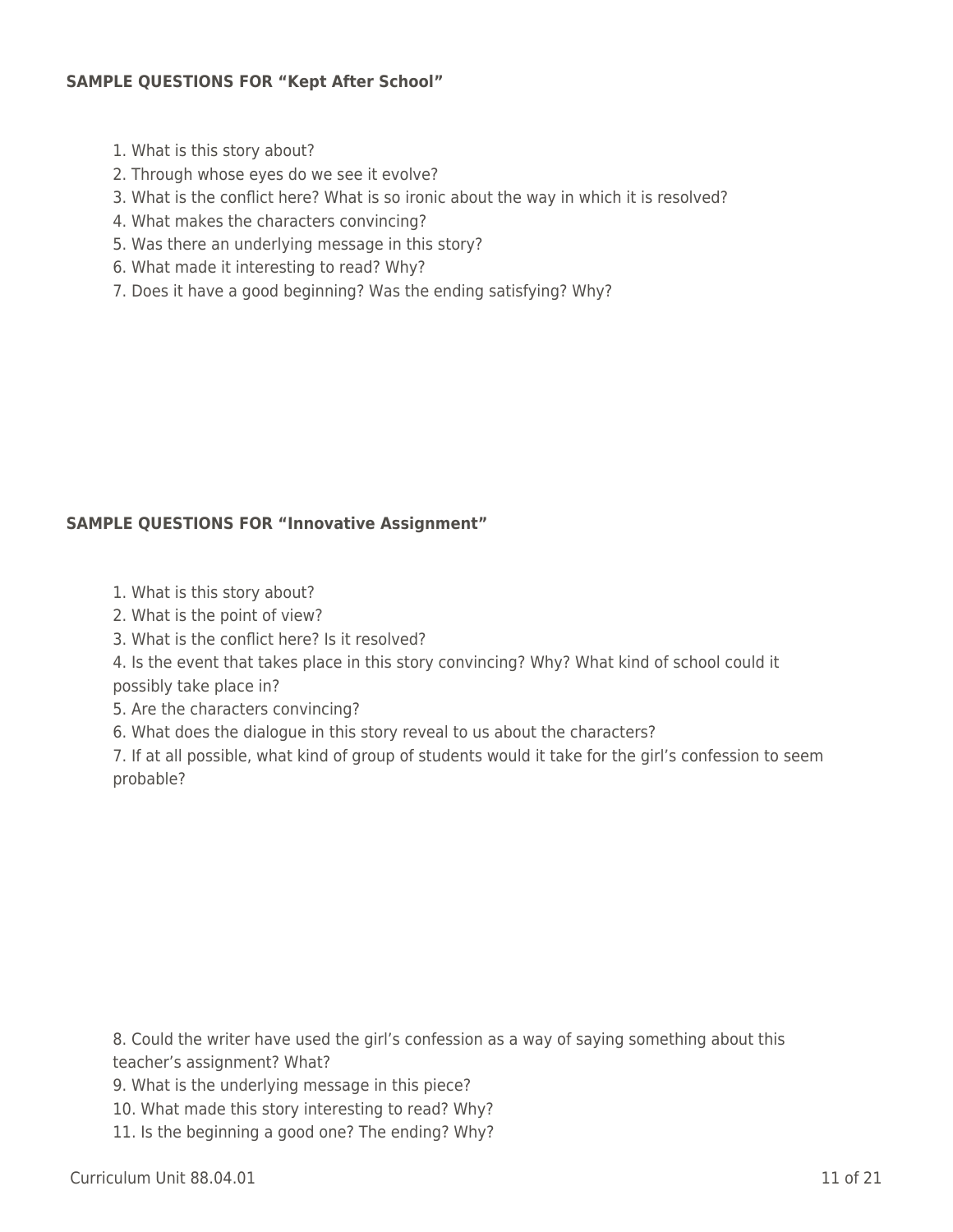**SAMPLE QUESTIONS FOR "Kept After School"**

1. What is this story about?
2. Through whose eyes do we see it evolve?
3. What is the conflict here? What is so ironic about the way in which it is resolved?
4. What makes the characters convincing?
5. Was there an underlying message in this story?
6. What made it interesting to read? Why?
7. Does it have a good beginning? Was the ending satisfying? Why?

**SAMPLE QUESTIONS FOR "Innovative Assignment"**

1. What is this story about?
2. What is the point of view?
3. What is the conflict here? Is it resolved?
4. Is the event that takes place in this story convincing? Why? What kind of school could it possibly take place in?
5. Are the characters convincing?
6. What does the dialogue in this story reveal to us about the characters?
7. If at all possible, what kind of group of students would it take for the girl's confession to seem probable?
8. Could the writer have used the girl's confession as a way of saying something about this teacher's assignment? What?
9. What is the underlying message in this piece?
10. What made this story interesting to read? Why?
11. Is the beginning a good one? The ending? Why?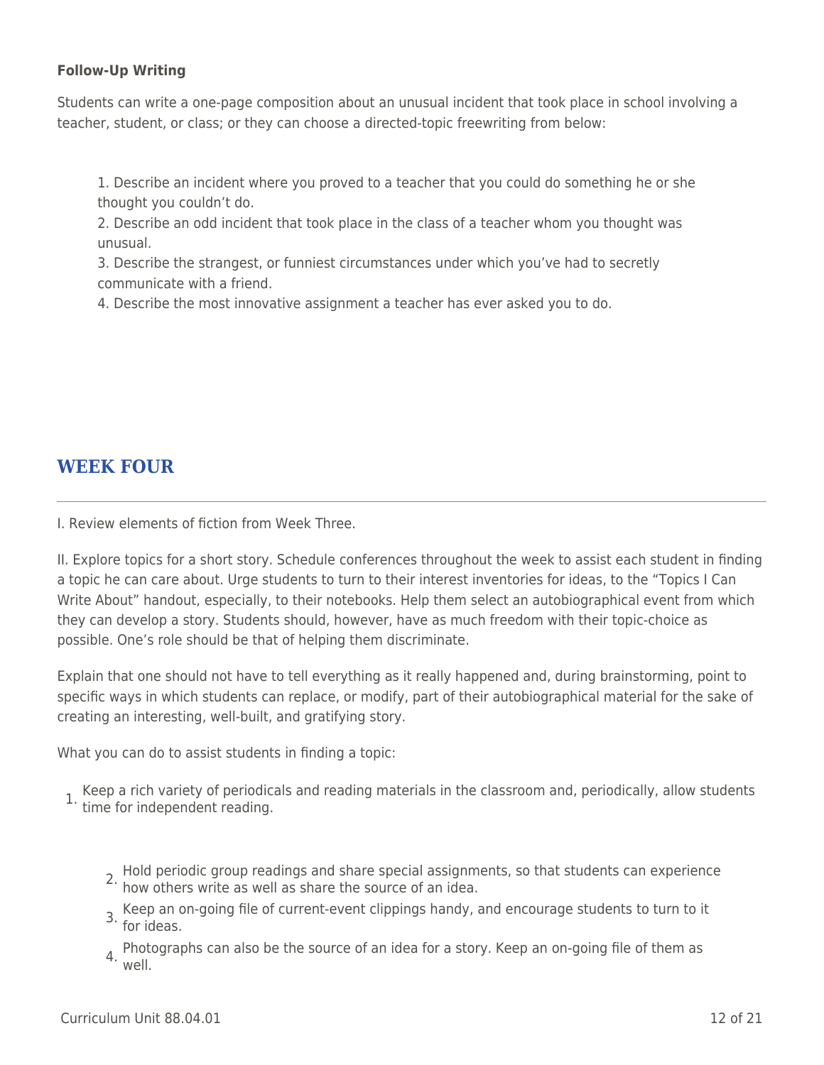**Follow-Up Writing**

Students can write a one-page composition about an unusual incident that took place in school involving a teacher, student, or class; or they can choose a directed-topic freewriting from below:

1. Describe an incident where you proved to a teacher that you could do something he or she thought you couldn't do.
2. Describe an odd incident that took place in the class of a teacher whom you thought was unusual.
3. Describe the strangest, or funniest circumstances under which you've had to secretly communicate with a friend.
4. Describe the most innovative assignment a teacher has ever asked you to do.

## WEEK FOUR

I. Review elements of fiction from Week Three.

II. Explore topics for a short story. Schedule conferences throughout the week to assist each student in finding a topic he can care about. Urge students to turn to their interest inventories for ideas, to the "Topics I Can Write About" handout, especially, to their notebooks. Help them select an autobiographical event from which they can develop a story. Students should, however, have as much freedom with their topic-choice as possible. One's role should be that of helping them discriminate.

Explain that one should not have to tell everything as it really happened and, during brainstorming, point to specific ways in which students can replace, or modify, part of their autobiographical material for the sake of creating an interesting, well-built, and gratifying story.

What you can do to assist students in finding a topic:

1. Keep a rich variety of periodicals and reading materials in the classroom and, periodically, allow students time for independent reading.
2. Hold periodic group readings and share special assignments, so that students can experience how others write as well as share the source of an idea.
3. Keep an on-going file of current-event clippings handy, and encourage students to turn to it for ideas.
4. Photographs can also be the source of an idea for a story. Keep an on-going file of them as well.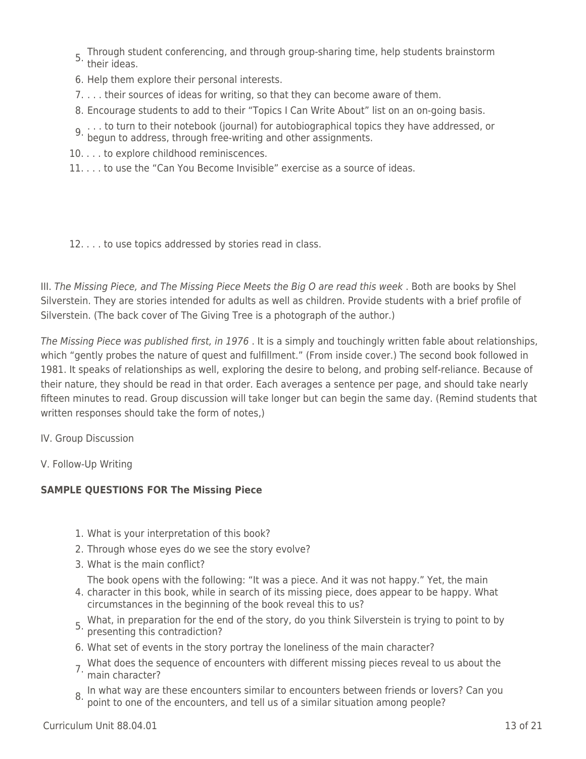5. Through student conferencing, and through group-sharing time, help students brainstorm their ideas.
6. Help them explore their personal interests.
7. . . . their sources of ideas for writing, so that they can become aware of them.
8. Encourage students to add to their "Topics I Can Write About" list on an on-going basis.
9. . . . to turn to their notebook (journal) for autobiographical topics they have addressed, or begun to address, through free-writing and other assignments.
10. . . . to explore childhood reminiscences.
11. . . . to use the "Can You Become Invisible" exercise as a source of ideas.
12. . . . to use topics addressed by stories read in class.

III. *The Missing Piece, and The Missing Piece Meets the Big O are read this week* . Both are books by Shel Silverstein. They are stories intended for adults as well as children. Provide students with a brief profile of Silverstein. (The back cover of The Giving Tree is a photograph of the author.)

*The Missing Piece was published first, in 1976* . It is a simply and touchingly written fable about relationships, which "gently probes the nature of quest and fulfillment." (From inside cover.) The second book followed in 1981. It speaks of relationships as well, exploring the desire to belong, and probing self-reliance. Because of their nature, they should be read in that order. Each averages a sentence per page, and should take nearly fifteen minutes to read. Group discussion will take longer but can begin the same day. (Remind students that written responses should take the form of notes,)

IV. Group Discussion

V. Follow-Up Writing

**SAMPLE QUESTIONS FOR The Missing Piece**

1. What is your interpretation of this book?
2. Through whose eyes do we see the story evolve?
3. What is the main conflict?
4. The book opens with the following: "It was a piece. And it was not happy." Yet, the main character in this book, while in search of its missing piece, does appear to be happy. What circumstances in the beginning of the book reveal this to us?
5. What, in preparation for the end of the story, do you think Silverstein is trying to point to by presenting this contradiction?
6. What set of events in the story portray the loneliness of the main character?
7. What does the sequence of encounters with different missing pieces reveal to us about the main character?
8. In what way are these encounters similar to encounters between friends or lovers? Can you point to one of the encounters, and tell us of a similar situation among people?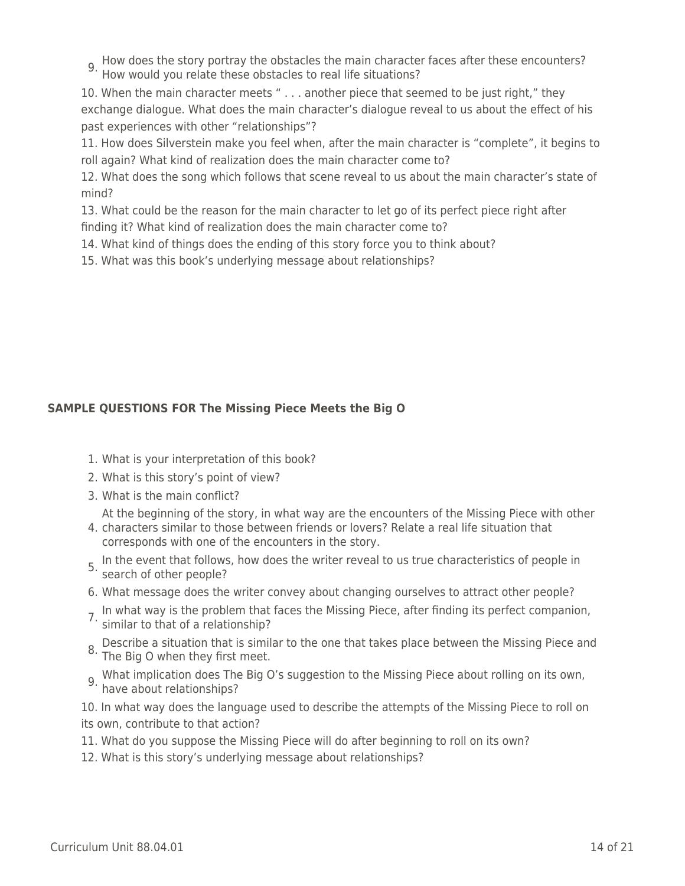9. How does the story portray the obstacles the main character faces after these encounters? How would you relate these obstacles to real life situations?

10. When the main character meets " . . . another piece that seemed to be just right," they exchange dialogue. What does the main character's dialogue reveal to us about the effect of his past experiences with other "relationships"?

11. How does Silverstein make you feel when, after the main character is "complete", it begins to roll again? What kind of realization does the main character come to?

12. What does the song which follows that scene reveal to us about the main character's state of mind?

13. What could be the reason for the main character to let go of its perfect piece right after finding it? What kind of realization does the main character come to?

14. What kind of things does the ending of this story force you to think about?

15. What was this book's underlying message about relationships?

**SAMPLE QUESTIONS FOR The Missing Piece Meets the Big O**

1. What is your interpretation of this book?
2. What is this story's point of view?
3. What is the main conflict?
4. At the beginning of the story, in what way are the encounters of the Missing Piece with other characters similar to those between friends or lovers? Relate a real life situation that corresponds with one of the encounters in the story.
5. In the event that follows, how does the writer reveal to us true characteristics of people in search of other people?
6. What message does the writer convey about changing ourselves to attract other people?
7. In what way is the problem that faces the Missing Piece, after finding its perfect companion, similar to that of a relationship?
8. Describe a situation that is similar to the one that takes place between the Missing Piece and The Big O when they first meet.
9. What implication does The Big O's suggestion to the Missing Piece about rolling on its own, have about relationships?

10. In what way does the language used to describe the attempts of the Missing Piece to roll on its own, contribute to that action?

11. What do you suppose the Missing Piece will do after beginning to roll on its own?

12. What is this story's underlying message about relationships?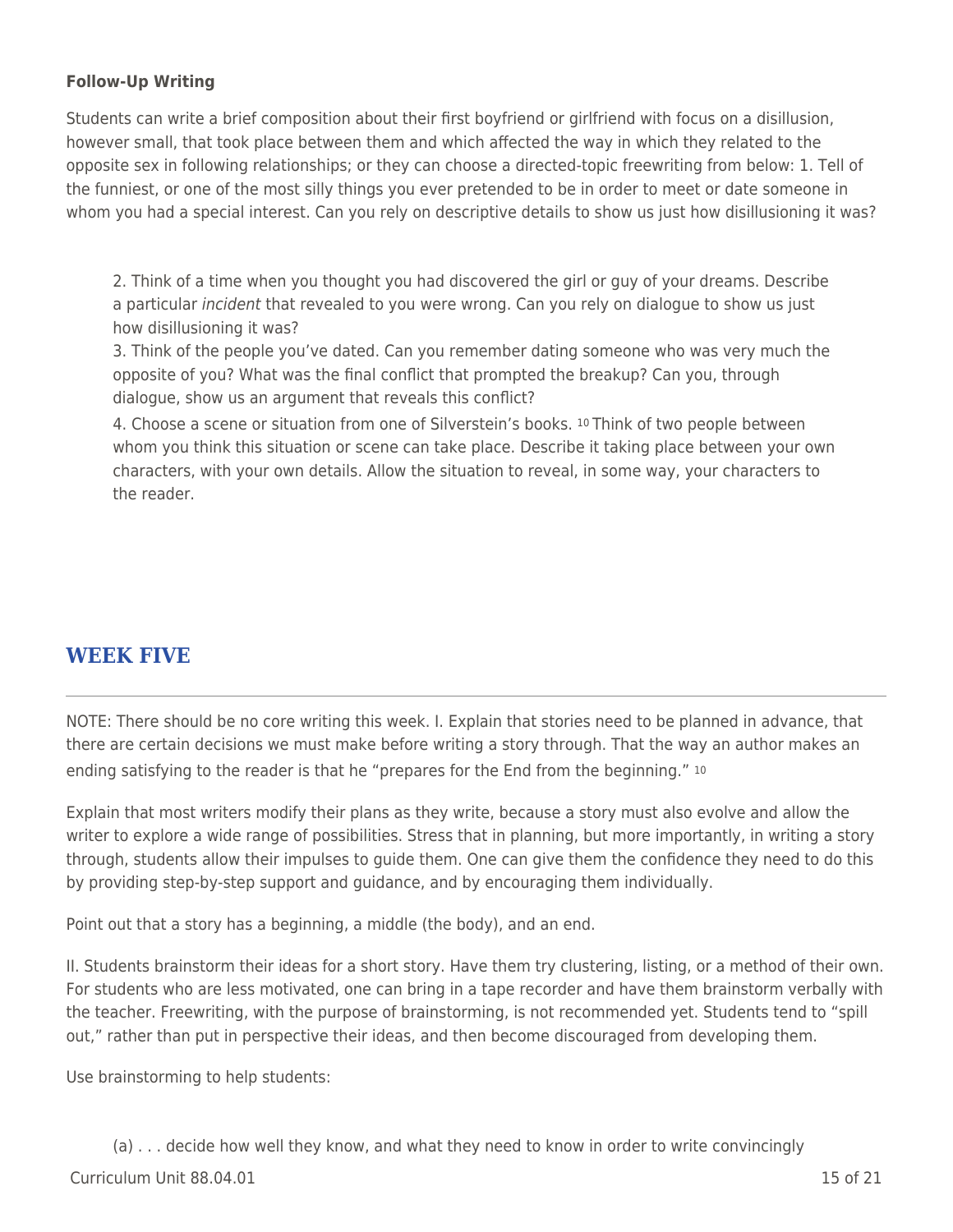**Follow-Up Writing**

Students can write a brief composition about their first boyfriend or girlfriend with focus on a disillusion, however small, that took place between them and which affected the way in which they related to the opposite sex in following relationships; or they can choose a directed-topic freewriting from below: 1. Tell of the funniest, or one of the most silly things you ever pretended to be in order to meet or date someone in whom you had a special interest. Can you rely on descriptive details to show us just how disillusioning it was?

2. Think of a time when you thought you had discovered the girl or guy of your dreams. Describe a particular *incident* that revealed to you were wrong. Can you rely on dialogue to show us just how disillusioning it was?

3. Think of the people you've dated. Can you remember dating someone who was very much the opposite of you? What was the final conflict that prompted the breakup? Can you, through dialogue, show us an argument that reveals this conflict?

4. Choose a scene or situation from one of Silverstein's books. [10] Think of two people between whom you think this situation or scene can take place. Describe it taking place between your own characters, with your own details. Allow the situation to reveal, in some way, your characters to the reader.

## WEEK FIVE

NOTE: There should be no core writing this week. I. Explain that stories need to be planned in advance, that there are certain decisions we must make before writing a story through. That the way an author makes an ending satisfying to the reader is that he "prepares for the End from the beginning." [10]

Explain that most writers modify their plans as they write, because a story must also evolve and allow the writer to explore a wide range of possibilities. Stress that in planning, but more importantly, in writing a story through, students allow their impulses to guide them. One can give them the confidence they need to do this by providing step-by-step support and guidance, and by encouraging them individually.

Point out that a story has a beginning, a middle (the body), and an end.

II. Students brainstorm their ideas for a short story. Have them try clustering, listing, or a method of their own. For students who are less motivated, one can bring in a tape recorder and have them brainstorm verbally with the teacher. Freewriting, with the purpose of brainstorming, is not recommended yet. Students tend to "spill out," rather than put in perspective their ideas, and then become discouraged from developing them.

Use brainstorming to help students:

(a) . . . decide how well they know, and what they need to know in order to write convincingly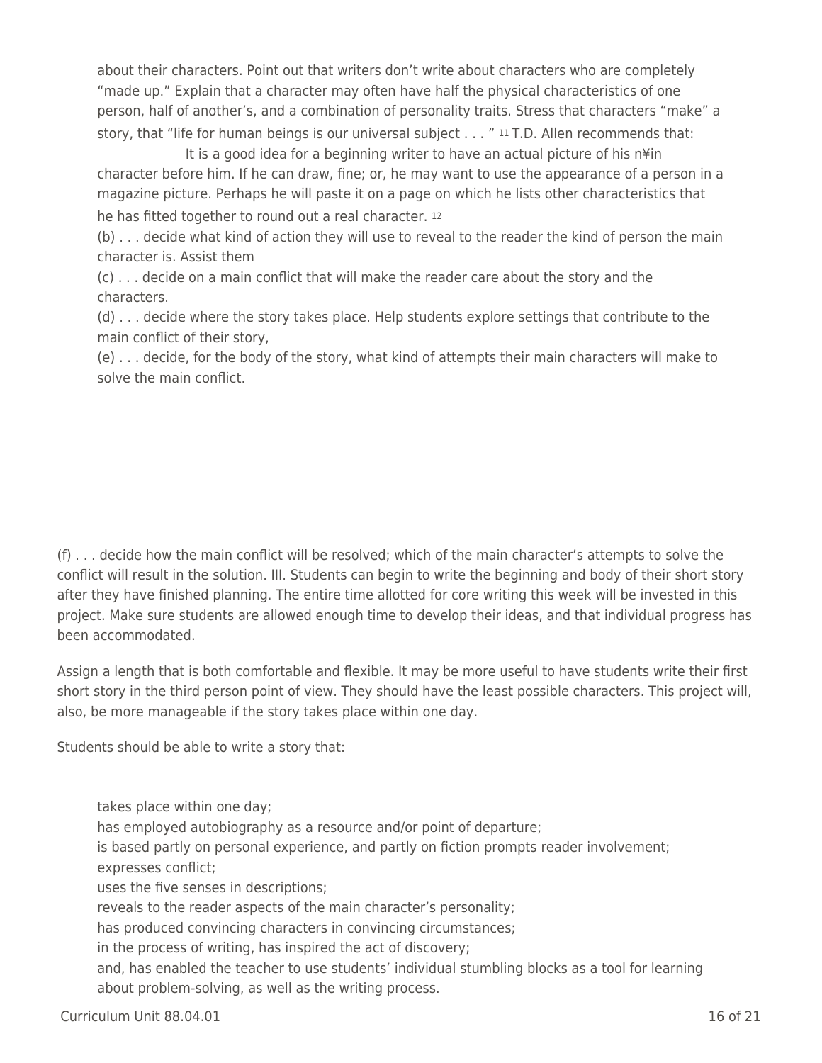about their characters. Point out that writers don't write about characters who are completely "made up." Explain that a character may often have half the physical characteristics of one person, half of another's, and a combination of personality traits. Stress that characters "make" a story, that "life for human beings is our universal subject . . . " [11] T.D. Allen recommends that:

> It is a good idea for a beginning writer to have an actual picture of his n¥in character before him. If he can draw, fine; or, he may want to use the appearance of a person in a magazine picture. Perhaps he will paste it on a page on which he lists other characteristics that he has fitted together to round out a real character. [12]

(b) . . . decide what kind of action they will use to reveal to the reader the kind of person the main character is. Assist them

(c) . . . decide on a main conflict that will make the reader care about the story and the characters.

(d) . . . decide where the story takes place. Help students explore settings that contribute to the main conflict of their story,

(e) . . . decide, for the body of the story, what kind of attempts their main characters will make to solve the main conflict.

(f) . . . decide how the main conflict will be resolved; which of the main character's attempts to solve the conflict will result in the solution. III. Students can begin to write the beginning and body of their short story after they have finished planning. The entire time allotted for core writing this week will be invested in this project. Make sure students are allowed enough time to develop their ideas, and that individual progress has been accommodated.

Assign a length that is both comfortable and flexible. It may be more useful to have students write their first short story in the third person point of view. They should have the least possible characters. This project will, also, be more manageable if the story takes place within one day.

Students should be able to write a story that:

- takes place within one day;
- has employed autobiography as a resource and/or point of departure;
- is based partly on personal experience, and partly on fiction prompts reader involvement;
- expresses conflict;
- uses the five senses in descriptions;
- reveals to the reader aspects of the main character's personality;
- has produced convincing characters in convincing circumstances;
- in the process of writing, has inspired the act of discovery;
- and, has enabled the teacher to use students' individual stumbling blocks as a tool for learning about problem-solving, as well as the writing process.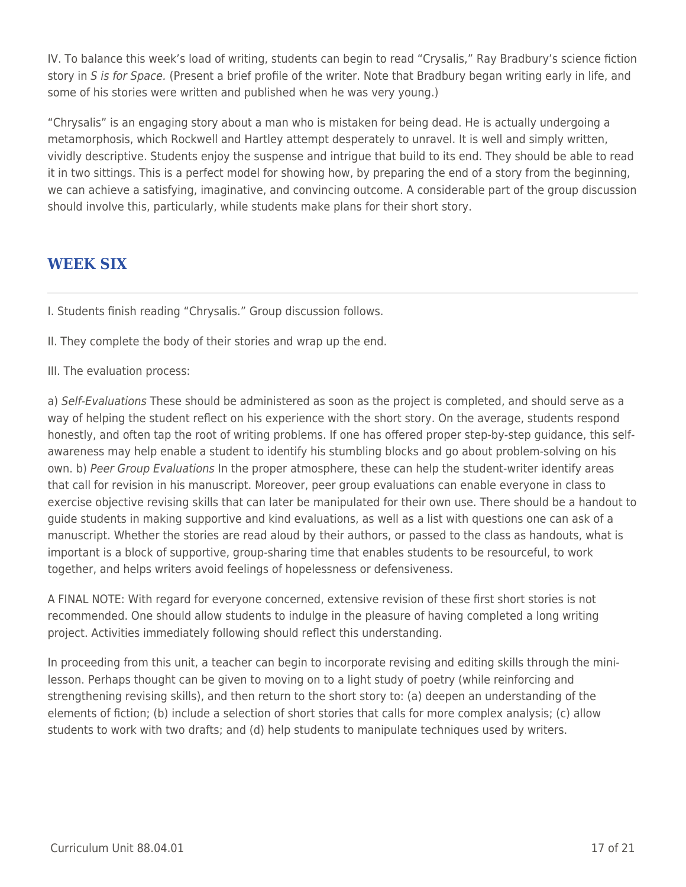IV. To balance this week's load of writing, students can begin to read "Crysalis," Ray Bradbury's science fiction story in *S is for Space.* (Present a brief profile of the writer. Note that Bradbury began writing early in life, and some of his stories were written and published when he was very young.)

"Chrysalis" is an engaging story about a man who is mistaken for being dead. He is actually undergoing a metamorphosis, which Rockwell and Hartley attempt desperately to unravel. It is well and simply written, vividly descriptive. Students enjoy the suspense and intrigue that build to its end. They should be able to read it in two sittings. This is a perfect model for showing how, by preparing the end of a story from the beginning, we can achieve a satisfying, imaginative, and convincing outcome. A considerable part of the group discussion should involve this, particularly, while students make plans for their short story.

## WEEK SIX

I. Students finish reading "Chrysalis." Group discussion follows.

II. They complete the body of their stories and wrap up the end.

III. The evaluation process:

a) *Self-Evaluations* These should be administered as soon as the project is completed, and should serve as a way of helping the student reflect on his experience with the short story. On the average, students respond honestly, and often tap the root of writing problems. If one has offered proper step-by-step guidance, this self-awareness may help enable a student to identify his stumbling blocks and go about problem-solving on his own. b) *Peer Group Evaluations* In the proper atmosphere, these can help the student-writer identify areas that call for revision in his manuscript. Moreover, peer group evaluations can enable everyone in class to exercise objective revising skills that can later be manipulated for their own use. There should be a handout to guide students in making supportive and kind evaluations, as well as a list with questions one can ask of a manuscript. Whether the stories are read aloud by their authors, or passed to the class as handouts, what is important is a block of supportive, group-sharing time that enables students to be resourceful, to work together, and helps writers avoid feelings of hopelessness or defensiveness.

A FINAL NOTE: With regard for everyone concerned, extensive revision of these first short stories is not recommended. One should allow students to indulge in the pleasure of having completed a long writing project. Activities immediately following should reflect this understanding.

In proceeding from this unit, a teacher can begin to incorporate revising and editing skills through the mini-lesson. Perhaps thought can be given to moving on to a light study of poetry (while reinforcing and strengthening revising skills), and then return to the short story to: (a) deepen an understanding of the elements of fiction; (b) include a selection of short stories that calls for more complex analysis; (c) allow students to work with two drafts; and (d) help students to manipulate techniques used by writers.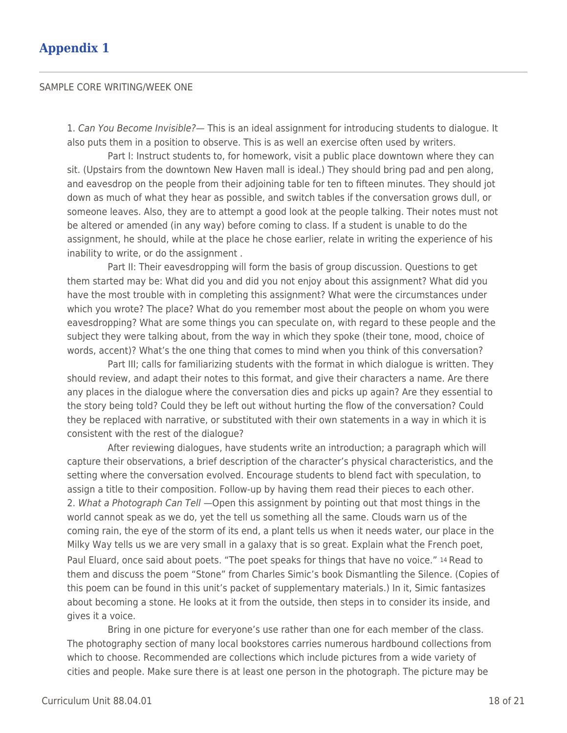# Appendix 1

SAMPLE CORE WRITING/WEEK ONE

1. *Can You Become Invisible?*— This is an ideal assignment for introducing students to dialogue. It also puts them in a position to observe. This is as well an exercise often used by writers.

Part I: Instruct students to, for homework, visit a public place downtown where they can sit. (Upstairs from the downtown New Haven mall is ideal.) They should bring pad and pen along, and eavesdrop on the people from their adjoining table for ten to fifteen minutes. They should jot down as much of what they hear as possible, and switch tables if the conversation grows dull, or someone leaves. Also, they are to attempt a good look at the people talking. Their notes must not be altered or amended (in any way) before coming to class. If a student is unable to do the assignment, he should, while at the place he chose earlier, relate in writing the experience of his inability to write, or do the assignment .

Part II: Their eavesdropping will form the basis of group discussion. Questions to get them started may be: What did you and did you not enjoy about this assignment? What did you have the most trouble with in completing this assignment? What were the circumstances under which you wrote? The place? What do you remember most about the people on whom you were eavesdropping? What are some things you can speculate on, with regard to these people and the subject they were talking about, from the way in which they spoke (their tone, mood, choice of words, accent)? What's the one thing that comes to mind when you think of this conversation?

Part III; calls for familiarizing students with the format in which dialogue is written. They should review, and adapt their notes to this format, and give their characters a name. Are there any places in the dialogue where the conversation dies and picks up again? Are they essential to the story being told? Could they be left out without hurting the flow of the conversation? Could they be replaced with narrative, or substituted with their own statements in a way in which it is consistent with the rest of the dialogue?

After reviewing dialogues, have students write an introduction; a paragraph which will capture their observations, a brief description of the character's physical characteristics, and the setting where the conversation evolved. Encourage students to blend fact with speculation, to assign a title to their composition. Follow-up by having them read their pieces to each other.

2. *What a Photograph Can Tell* —Open this assignment by pointing out that most things in the world cannot speak as we do, yet the tell us something all the same. Clouds warn us of the coming rain, the eye of the storm of its end, a plant tells us when it needs water, our place in the Milky Way tells us we are very small in a galaxy that is so great. Explain what the French poet, Paul Eluard, once said about poets. "The poet speaks for things that have no voice." [14] Read to them and discuss the poem "Stone" from Charles Simic's book Dismantling the Silence. (Copies of this poem can be found in this unit's packet of supplementary materials.) In it, Simic fantasizes about becoming a stone. He looks at it from the outside, then steps in to consider its inside, and gives it a voice.

Bring in one picture for everyone's use rather than one for each member of the class. The photography section of many local bookstores carries numerous hardbound collections from which to choose. Recommended are collections which include pictures from a wide variety of cities and people. Make sure there is at least one person in the photograph. The picture may be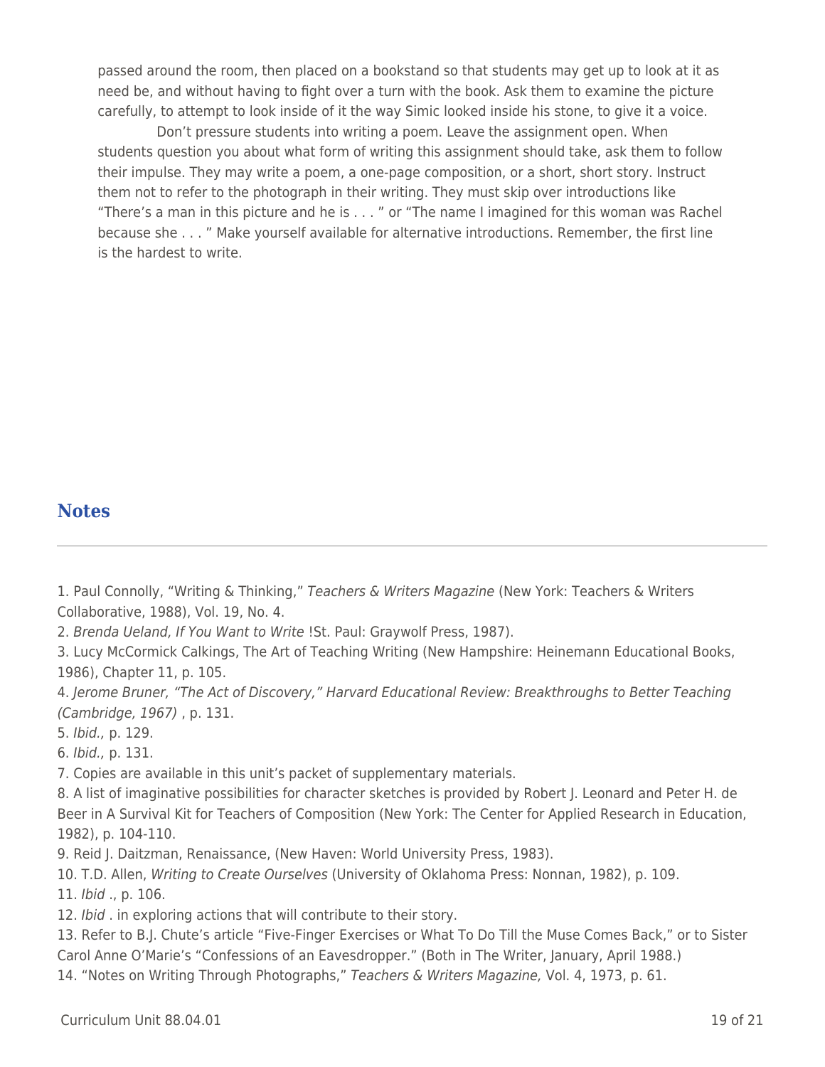passed around the room, then placed on a bookstand so that students may get up to look at it as need be, and without having to fight over a turn with the book. Ask them to examine the picture carefully, to attempt to look inside of it the way Simic looked inside his stone, to give it a voice.

Don't pressure students into writing a poem. Leave the assignment open. When students question you about what form of writing this assignment should take, ask them to follow their impulse. They may write a poem, a one-page composition, or a short, short story. Instruct them not to refer to the photograph in their writing. They must skip over introductions like "There's a man in this picture and he is . . . " or "The name I imagined for this woman was Rachel because she . . . " Make yourself available for alternative introductions. Remember, the first line is the hardest to write.

## Notes

1. Paul Connolly, "Writing & Thinking," *Teachers & Writers Magazine* (New York: Teachers & Writers Collaborative, 1988), Vol. 19, No. 4.

2. *Brenda Ueland, If You Want to Write* !St. Paul: Graywolf Press, 1987).

3. Lucy McCormick Calkings, The Art of Teaching Writing (New Hampshire: Heinemann Educational Books, 1986), Chapter 11, p. 105.

4. *Jerome Bruner, "The Act of Discovery," Harvard Educational Review: Breakthroughs to Better Teaching (Cambridge, 1967)* , p. 131.

5. *Ibid.,* p. 129.

6. *Ibid.,* p. 131.

7. Copies are available in this unit's packet of supplementary materials.

8. A list of imaginative possibilities for character sketches is provided by Robert J. Leonard and Peter H. de Beer in A Survival Kit for Teachers of Composition (New York: The Center for Applied Research in Education, 1982), p. 104-110.

9. Reid J. Daitzman, Renaissance, (New Haven: World University Press, 1983).

10. T.D. Allen, *Writing to Create Ourselves* (University of Oklahoma Press: Nonnan, 1982), p. 109.

11. *Ibid* ., p. 106.

12. *Ibid* . in exploring actions that will contribute to their story.

13. Refer to B.J. Chute's article "Five-Finger Exercises or What To Do Till the Muse Comes Back," or to Sister Carol Anne O'Marie's "Confessions of an Eavesdropper." (Both in The Writer, January, April 1988.)

14. "Notes on Writing Through Photographs," *Teachers & Writers Magazine,* Vol. 4, 1973, p. 61.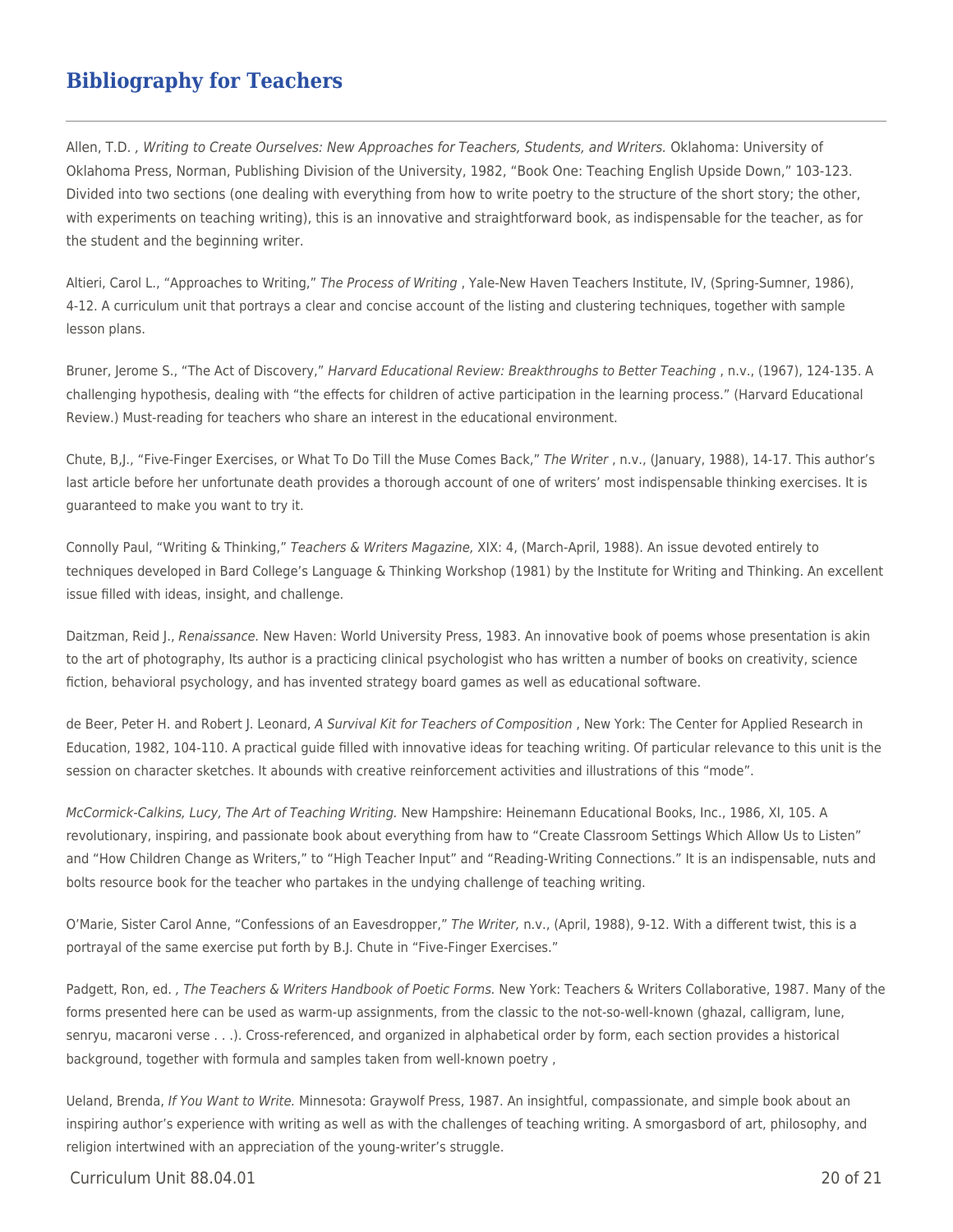## Bibliography for Teachers

Allen, T.D. *, Writing to Create Ourselves: New Approaches for Teachers, Students, and Writers.* Oklahoma: University of Oklahoma Press, Norman, Publishing Division of the University, 1982, "Book One: Teaching English Upside Down," 103-123. Divided into two sections (one dealing with everything from how to write poetry to the structure of the short story; the other, with experiments on teaching writing), this is an innovative and straightforward book, as indispensable for the teacher, as for the student and the beginning writer.

Altieri, Carol L., "Approaches to Writing," *The Process of Writing* , Yale-New Haven Teachers Institute, IV, (Spring-Sumner, 1986), 4-12. A curriculum unit that portrays a clear and concise account of the listing and clustering techniques, together with sample lesson plans.

Bruner, Jerome S., "The Act of Discovery," *Harvard Educational Review: Breakthroughs to Better Teaching* , n.v., (1967), 124-135. A challenging hypothesis, dealing with "the effects for children of active participation in the learning process." (Harvard Educational Review.) Must-reading for teachers who share an interest in the educational environment.

Chute, B.J., "Five-Finger Exercises, or What To Do Till the Muse Comes Back," *The Writer* , n.v., (January, 1988), 14-17. This author's last article before her unfortunate death provides a thorough account of one of writers' most indispensable thinking exercises. It is guaranteed to make you want to try it.

Connolly Paul, "Writing & Thinking," *Teachers & Writers Magazine,* XIX: 4, (March-April, 1988). An issue devoted entirely to techniques developed in Bard College's Language & Thinking Workshop (1981) by the Institute for Writing and Thinking. An excellent issue filled with ideas, insight, and challenge.

Daitzman, Reid J., *Renaissance.* New Haven: World University Press, 1983. An innovative book of poems whose presentation is akin to the art of photography, Its author is a practicing clinical psychologist who has written a number of books on creativity, science fiction, behavioral psychology, and has invented strategy board games as well as educational software.

de Beer, Peter H. and Robert J. Leonard, *A Survival Kit for Teachers of Composition* , New York: The Center for Applied Research in Education, 1982, 104-110. A practical guide filled with innovative ideas for teaching writing. Of particular relevance to this unit is the session on character sketches. It abounds with creative reinforcement activities and illustrations of this "mode".

*McCormick-Calkins, Lucy, The Art of Teaching Writing.* New Hampshire: Heinemann Educational Books, Inc., 1986, XI, 105. A revolutionary, inspiring, and passionate book about everything from haw to "Create Classroom Settings Which Allow Us to Listen" and "How Children Change as Writers," to "High Teacher Input" and "Reading-Writing Connections." It is an indispensable, nuts and bolts resource book for the teacher who partakes in the undying challenge of teaching writing.

O'Marie, Sister Carol Anne, "Confessions of an Eavesdropper," *The Writer,* n.v., (April, 1988), 9-12. With a different twist, this is a portrayal of the same exercise put forth by B.J. Chute in "Five-Finger Exercises."

Padgett, Ron, ed. *, The Teachers & Writers Handbook of Poetic Forms.* New York: Teachers & Writers Collaborative, 1987. Many of the forms presented here can be used as warm-up assignments, from the classic to the not-so-well-known (ghazal, calligram, lune, senryu, macaroni verse . . .). Cross-referenced, and organized in alphabetical order by form, each section provides a historical background, together with formula and samples taken from well-known poetry ,

Ueland, Brenda, *If You Want to Write.* Minnesota: Graywolf Press, 1987. An insightful, compassionate, and simple book about an inspiring author's experience with writing as well as with the challenges of teaching writing. A smorgasbord of art, philosophy, and religion intertwined with an appreciation of the young-writer's struggle.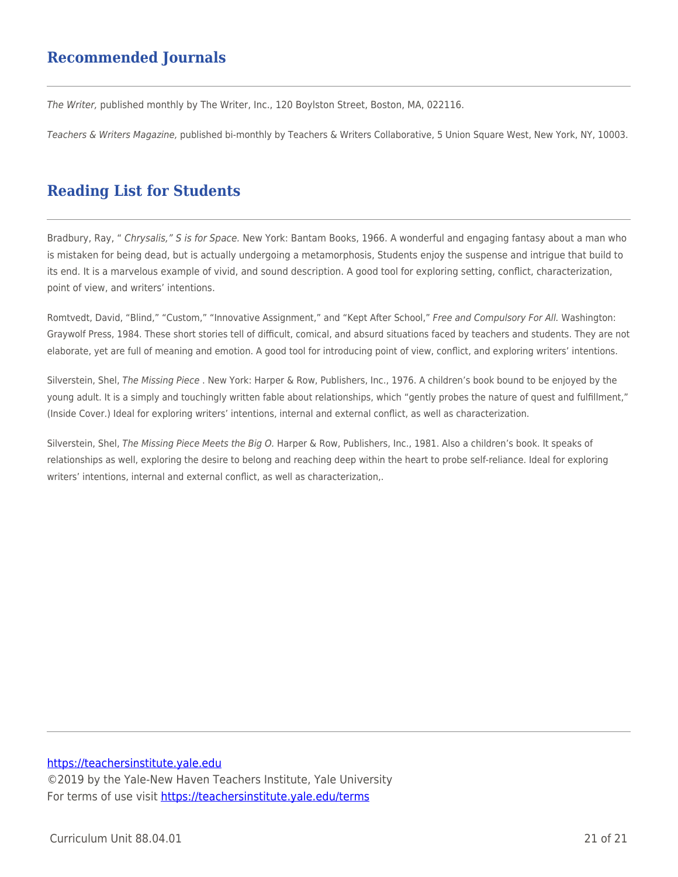## Recommended Journals

*The Writer,* published monthly by The Writer, Inc., 120 Boylston Street, Boston, MA, 022116.

*Teachers & Writers Magazine,* published bi-monthly by Teachers & Writers Collaborative, 5 Union Square West, New York, NY, 10003.

## Reading List for Students

Bradbury, Ray, " *Chrysalis," S is for Space.* New York: Bantam Books, 1966. A wonderful and engaging fantasy about a man who is mistaken for being dead, but is actually undergoing a metamorphosis, Students enjoy the suspense and intrigue that build to its end. It is a marvelous example of vivid, and sound description. A good tool for exploring setting, conflict, characterization, point of view, and writers' intentions.

Romtvedt, David, "Blind," "Custom," "Innovative Assignment," and "Kept After School," *Free and Compulsory For All.* Washington: Graywolf Press, 1984. These short stories tell of difficult, comical, and absurd situations faced by teachers and students. They are not elaborate, yet are full of meaning and emotion. A good tool for introducing point of view, conflict, and exploring writers' intentions.

Silverstein, Shel, *The Missing Piece* . New York: Harper & Row, Publishers, Inc., 1976. A children's book bound to be enjoyed by the young adult. It is a simply and touchingly written fable about relationships, which "gently probes the nature of quest and fulfillment," (Inside Cover.) Ideal for exploring writers' intentions, internal and external conflict, as well as characterization.

Silverstein, Shel, *The Missing Piece Meets the Big O.* Harper & Row, Publishers, Inc., 1981. Also a children's book. It speaks of relationships as well, exploring the desire to belong and reaching deep within the heart to probe self-reliance. Ideal for exploring writers' intentions, internal and external conflict, as well as characterization,.

https://teachersinstitute.yale.edu
©2019 by the Yale-New Haven Teachers Institute, Yale University
For terms of use visit https://teachersinstitute.yale.edu/terms